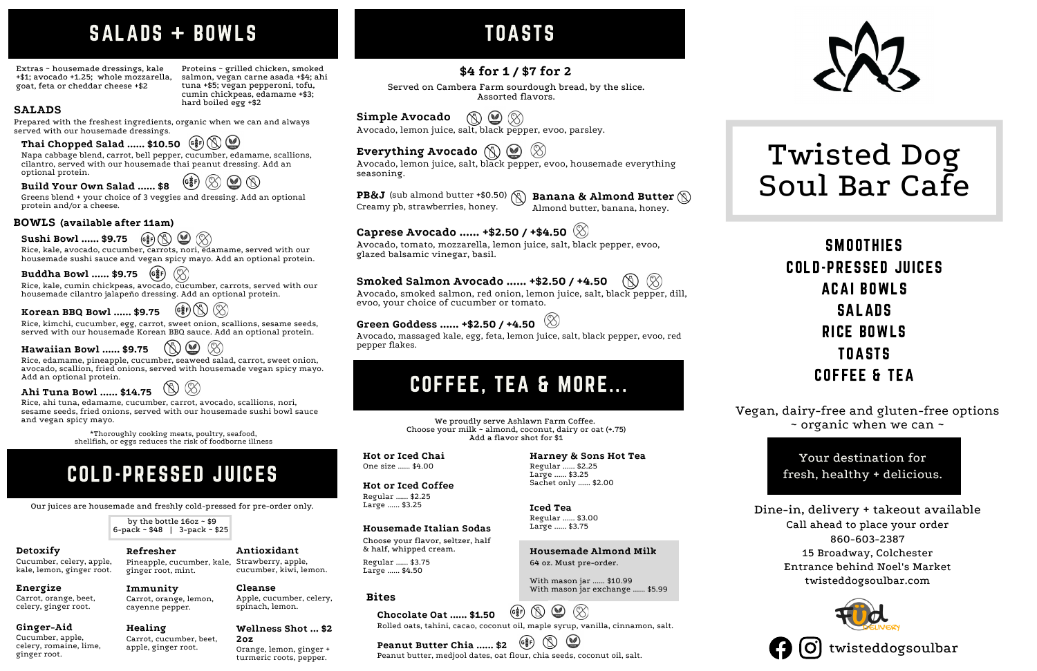# SALADS + BOWLS

Extras ~ housemade dressings, kale +$1; avocado +1.25; whole mozzarella, goat, feta or cheddar cheese +$2

Proteins ~ grilled chicken, smoked salmon, vegan carne asada +$4; ahi tuna +$5; vegan pepperoni, tofu, cumin chickpeas, edamame +$3; hard boiled egg +$2

## SALADS

Prepared with the freshest ingredients, organic when we can and always served with our housemade dressings.

**Thai Chopped Salad ...... $10.50**
Napa cabbage blend, carrot, bell pepper, cucumber, edamame, scallions, cilantro, served with our housemade thai peanut dressing. Add an optional protein.

**Build Your Own Salad ...... $8**
Greens blend + your choice of 3 veggies and dressing. Add an optional protein and/or a cheese.

## BOWLS (available after 11am)

**Sushi Bowl ...... $9.75**
Rice, kale, avocado, cucumber, carrots, nori, edamame, served with our housemade sushi sauce and vegan spicy mayo. Add an optional protein.

**Buddha Bowl ...... $9.75**
Rice, kale, cumin chickpeas, avocado, cucumber, carrots, served with our housemade cilantro jalapeño dressing. Add an optional protein.

**Korean BBQ Bowl ...... $9.75**
Rice, kimchi, cucumber, egg, carrot, sweet onion, scallions, sesame seeds, served with our housemade Korean BBQ sauce. Add an optional protein.

**Hawaiian Bowl ...... $9.75**
Rice, edamame, pineapple, cucumber, seaweed salad, carrot, sweet onion, avocado, scallion, fried onions, served with housemade vegan spicy mayo. Add an optional protein.

**Ahi Tuna Bowl ...... $14.75**
Rice, ahi tuna, edamame, cucumber, carrot, avocado, scallions, nori, sesame seeds, fried onions, served with our housemade sushi bowl sauce and vegan spicy mayo.

*Thoroughly cooking meats, poultry, seafood, shellfish, or eggs reduces the risk of foodborne illness

# COLD-PRESSED JUICES

Our juices are housemade and freshly cold-pressed for pre-order only.

by the bottle 16oz ~ $9
6-pack ~ $48 | 3-pack ~ $25

**Detoxify**
Cucumber, celery, apple, kale, lemon, ginger root.

**Refresher**
Pineapple, cucumber, kale, ginger root, mint.

**Antioxidant**
Strawberry, apple, cucumber, kiwi, lemon.

**Energize**
Carrot, orange, beet, celery, ginger root.

**Immunity**
Carrot, orange, lemon, cayenne pepper.

**Cleanse**
Apple, cucumber, celery, spinach, lemon.

**Ginger-Aid**
Cucumber, apple, celery, romaine, lime, ginger root.

**Healing**
Carrot, cucumber, beet, apple, ginger root.

**Wellness Shot ... $2 2oz**
Orange, lemon, ginger + turmeric roots, pepper.

# TOASTS

**$4 for 1 / $7 for 2**

Served on Cambera Farm sourdough bread, by the slice. Assorted flavors.

**Simple Avocado**
Avocado, lemon juice, salt, black pepper, evoo, parsley.

**Everything Avocado**
Avocado, lemon juice, salt, black pepper, evoo, housemade everything seasoning.

**PB&J** (sub almond butter +$0.50)
Creamy pb, strawberries, honey.

**Banana & Almond Butter**
Almond butter, banana, honey.

**Caprese Avocado ...... +$2.50 / +$4.50**
Avocado, tomato, mozzarella, lemon juice, salt, black pepper, evoo, glazed balsamic vinegar, basil.

**Smoked Salmon Avocado ...... +$2.50 / +4.50**
Avocado, smoked salmon, red onion, lemon juice, salt, black pepper, dill, evoo, your choice of cucumber or tomato.

**Green Goddess ...... +$2.50 / +4.50**
Avocado, massaged kale, egg, feta, lemon juice, salt, black pepper, evoo, red pepper flakes.

# COFFEE, TEA & MORE...

We proudly serve Ashlawn Farm Coffee.
Choose your milk ~ almond, coconut, dairy or oat (+.75)
Add a flavor shot for $1

**Hot or Iced Chai**
One size ...... $4.00

**Hot or Iced Coffee**
Regular ...... $2.25
Large ...... $3.25

**Housemade Italian Sodas**
Choose your flavor, seltzer, half & half, whipped cream.
Regular ...... $3.75
Large ...... $4.50

**Harney & Sons Hot Tea**
Regular ...... $2.25
Large ...... $3.25
Sachet only ...... $2.00

**Iced Tea**
Regular ...... $3.00
Large ...... $3.75

**Housemade Almond Milk**
64 oz. Must pre-order.
With mason jar ...... $10.99
With mason jar exchange ...... $5.99

## Bites

**Chocolate Oat ...... $1.50**
Rolled oats, tahini, cacao, coconut oil, maple syrup, vanilla, cinnamon, salt.

**Peanut Butter Chia ...... $2**
Peanut butter, medjool dates, oat flour, chia seeds, coconut oil, salt.

# Twisted Dog Soul Bar Cafe

**SMOOTHIES**
**COLD-PRESSED JUICES**
**ACAI BOWLS**
**SALADS**
**RICE BOWLS**
**TOASTS**
**COFFEE & TEA**

Vegan, dairy-free and gluten-free options
~ organic when we can ~

Your destination for fresh, healthy + delicious.

Dine-in, delivery + takeout available
Call ahead to place your order
860-603-2387
15 Broadway, Colchester
Entrance behind Noel's Market
twisteddogsoulbar.com

FŪD DELIVERY

twisteddogsoulbar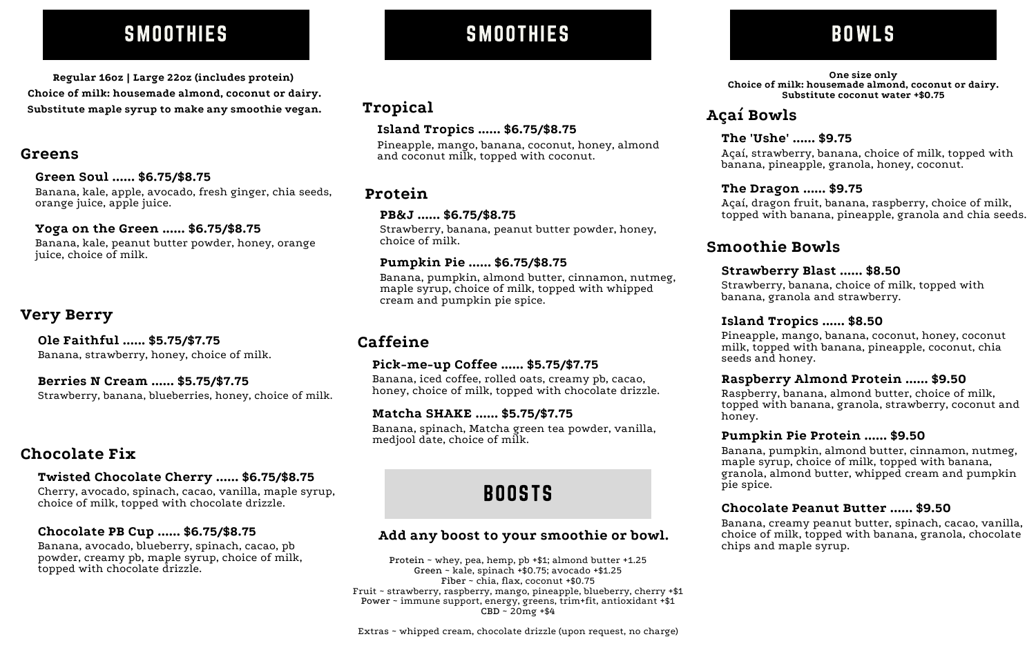# SMOOTHIES

**Regular 16oz | Large 22oz (includes protein)**
**Choice of milk: housemade almond, coconut or dairy.**
**Substitute maple syrup to make any smoothie vegan.**

## Greens

**Green Soul ...... $6.75/$8.75**
Banana, kale, apple, avocado, fresh ginger, chia seeds, orange juice, apple juice.

**Yoga on the Green ...... $6.75/$8.75**
Banana, kale, peanut butter powder, honey, orange juice, choice of milk.

## Very Berry

**Ole Faithful ...... $5.75/$7.75**
Banana, strawberry, honey, choice of milk.

**Berries N Cream ...... $5.75/$7.75**
Strawberry, banana, blueberries, honey, choice of milk.

## Chocolate Fix

**Twisted Chocolate Cherry ...... $6.75/$8.75**
Cherry, avocado, spinach, cacao, vanilla, maple syrup, choice of milk, topped with chocolate drizzle.

**Chocolate PB Cup ...... $6.75/$8.75**
Banana, avocado, blueberry, spinach, cacao, pb powder, creamy pb, maple syrup, choice of milk, topped with chocolate drizzle.

# SMOOTHIES

## Tropical

**Island Tropics ...... $6.75/$8.75**
Pineapple, mango, banana, coconut, honey, almond and coconut milk, topped with coconut.

## Protein

**PB&J ...... $6.75/$8.75**
Strawberry, banana, peanut butter powder, honey, choice of milk.

**Pumpkin Pie ...... $6.75/$8.75**
Banana, pumpkin, almond butter, cinnamon, nutmeg, maple syrup, choice of milk, topped with whipped cream and pumpkin pie spice.

## Caffeine

**Pick-me-up Coffee ...... $5.75/$7.75**
Banana, iced coffee, rolled oats, creamy pb, cacao, honey, choice of milk, topped with chocolate drizzle.

**Matcha SHAKE ...... $5.75/$7.75**
Banana, spinach, Matcha green tea powder, vanilla, medjool date, choice of milk.

# BOOSTS

**Add any boost to your smoothie or bowl.**

Protein ~ whey, pea, hemp, pb +$1; almond butter +1.25
Green ~ kale, spinach +$0.75; avocado +$1.25
Fiber ~ chia, flax, coconut +$0.75
Fruit ~ strawberry, raspberry, mango, pineapple, blueberry, cherry +$1
Power ~ immune support, energy, greens, trim+fit, antioxidant +$1
CBD ~ 20mg +$4

Extras ~ whipped cream, chocolate drizzle (upon request, no charge)

# BOWLS

**One size only**
**Choice of milk: housemade almond, coconut or dairy.**
**Substitute coconut water +$0.75**

## Açaí Bowls

**The 'Ushe' ...... $9.75**
Açaí, strawberry, banana, choice of milk, topped with banana, pineapple, granola, honey, coconut.

**The Dragon ...... $9.75**
Açaí, dragon fruit, banana, raspberry, choice of milk, topped with banana, pineapple, granola and chia seeds.

## Smoothie Bowls

**Strawberry Blast ...... $8.50**
Strawberry, banana, choice of milk, topped with banana, granola and strawberry.

**Island Tropics ...... $8.50**
Pineapple, mango, banana, coconut, honey, coconut milk, topped with banana, pineapple, coconut, chia seeds and honey.

**Raspberry Almond Protein ...... $9.50**
Raspberry, banana, almond butter, choice of milk, topped with banana, granola, strawberry, coconut and honey.

**Pumpkin Pie Protein ...... $9.50**
Banana, pumpkin, almond butter, cinnamon, nutmeg, maple syrup, choice of milk, topped with banana, granola, almond butter, whipped cream and pumpkin pie spice.

**Chocolate Peanut Butter ...... $9.50**
Banana, creamy peanut butter, spinach, cacao, vanilla, choice of milk, topped with banana, granola, chocolate chips and maple syrup.